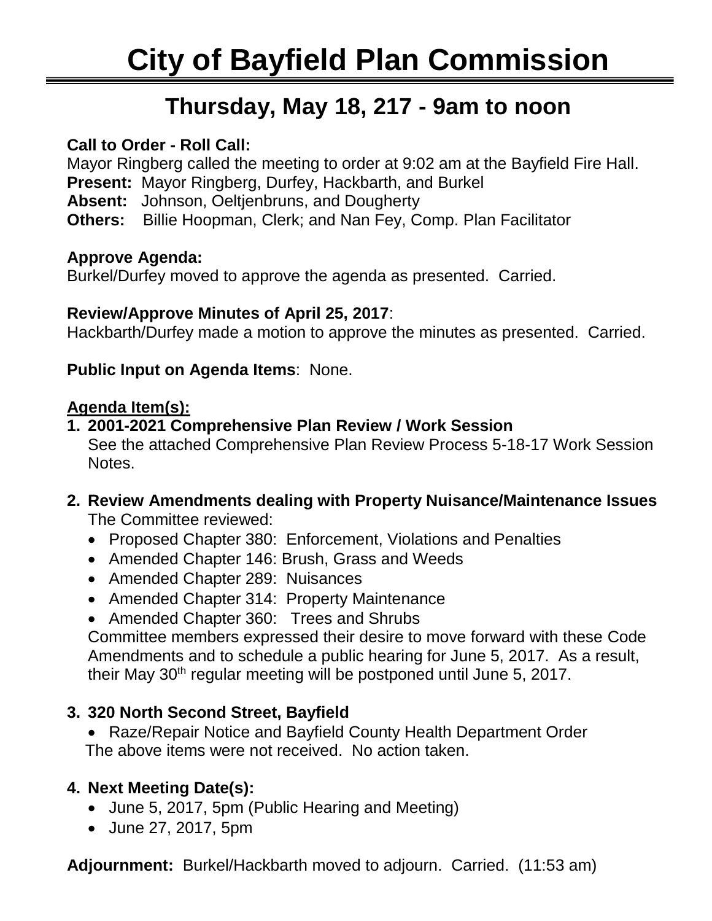# City of Bayfield Plan Commission

## Thursday, May 18, 217 - 9am to noon

**Call to Order - Roll Call:**
Mayor Ringberg called the meeting to order at 9:02 am at the Bayfield Fire Hall.
**Present:** Mayor Ringberg, Durfey, Hackbarth, and Burkel
**Absent:** Johnson, Oeltjenbruns, and Dougherty
**Others:** Billie Hoopman, Clerk; and Nan Fey, Comp. Plan Facilitator

**Approve Agenda:**
Burkel/Durfey moved to approve the agenda as presented. Carried.

**Review/Approve Minutes of April 25, 2017**:
Hackbarth/Durfey made a motion to approve the minutes as presented. Carried.

**Public Input on Agenda Items**: None.

**Agenda Item(s):**

1. **2001-2021 Comprehensive Plan Review / Work Session**
   See the attached Comprehensive Plan Review Process 5-18-17 Work Session Notes.

2. **Review Amendments dealing with Property Nuisance/Maintenance Issues**
   The Committee reviewed:
   - Proposed Chapter 380: Enforcement, Violations and Penalties
   - Amended Chapter 146: Brush, Grass and Weeds
   - Amended Chapter 289: Nuisances
   - Amended Chapter 314: Property Maintenance
   - Amended Chapter 360: Trees and Shrubs

   Committee members expressed their desire to move forward with these Code Amendments and to schedule a public hearing for June 5, 2017. As a result, their May 30th regular meeting will be postponed until June 5, 2017.

3. **320 North Second Street, Bayfield**
   - Raze/Repair Notice and Bayfield County Health Department Order

   The above items were not received. No action taken.

4. **Next Meeting Date(s):**
   - June 5, 2017, 5pm (Public Hearing and Meeting)
   - June 27, 2017, 5pm

**Adjournment:** Burkel/Hackbarth moved to adjourn. Carried. (11:53 am)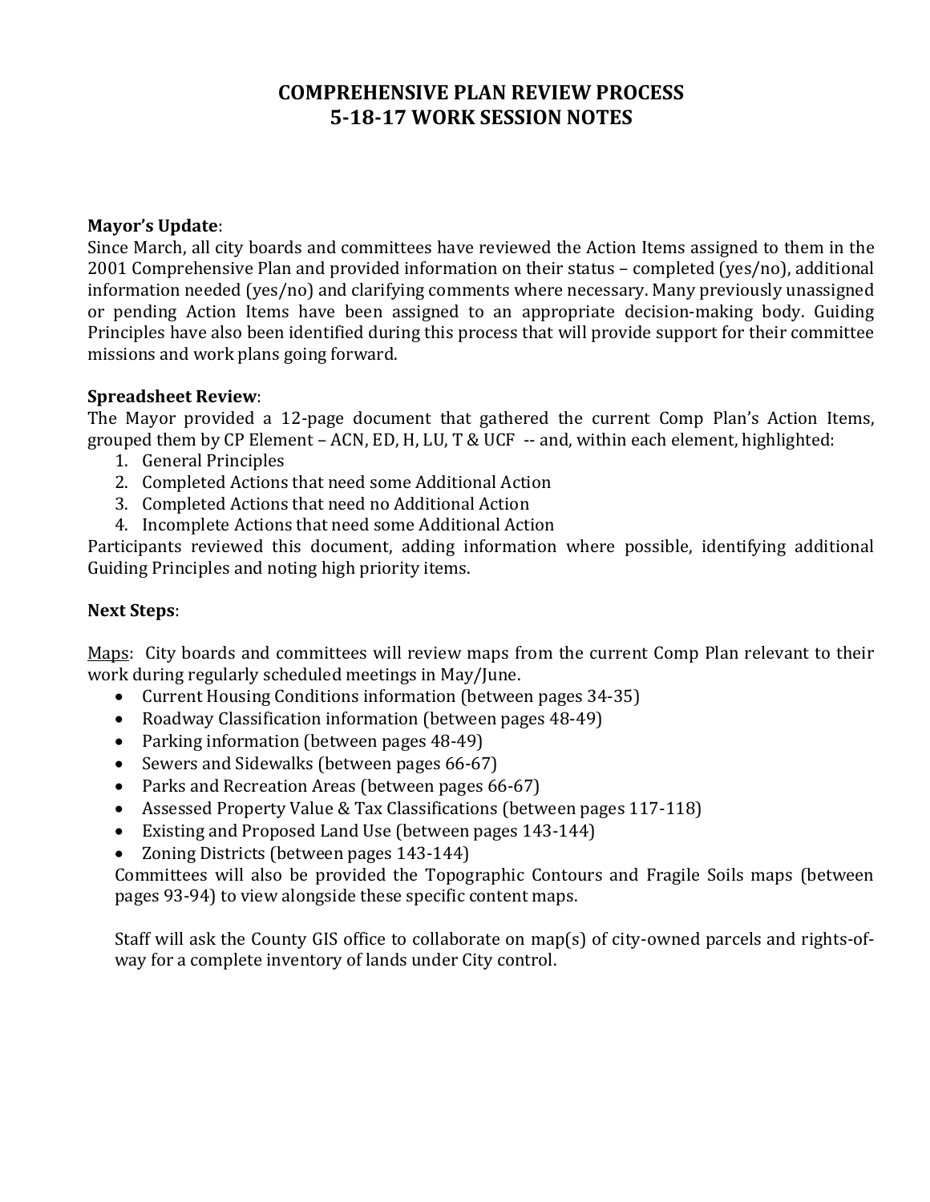# COMPREHENSIVE PLAN REVIEW PROCESS
# 5-18-17 WORK SESSION NOTES

**Mayor's Update**:
Since March, all city boards and committees have reviewed the Action Items assigned to them in the 2001 Comprehensive Plan and provided information on their status – completed (yes/no), additional information needed (yes/no) and clarifying comments where necessary. Many previously unassigned or pending Action Items have been assigned to an appropriate decision-making body. Guiding Principles have also been identified during this process that will provide support for their committee missions and work plans going forward.

**Spreadsheet Review**:
The Mayor provided a 12-page document that gathered the current Comp Plan's Action Items, grouped them by CP Element – ACN, ED, H, LU, T & UCF -- and, within each element, highlighted:

1. General Principles
2. Completed Actions that need some Additional Action
3. Completed Actions that need no Additional Action
4. Incomplete Actions that need some Additional Action

Participants reviewed this document, adding information where possible, identifying additional Guiding Principles and noting high priority items.

**Next Steps**:

Maps: City boards and committees will review maps from the current Comp Plan relevant to their work during regularly scheduled meetings in May/June.

- Current Housing Conditions information (between pages 34-35)
- Roadway Classification information (between pages 48-49)
- Parking information (between pages 48-49)
- Sewers and Sidewalks (between pages 66-67)
- Parks and Recreation Areas (between pages 66-67)
- Assessed Property Value & Tax Classifications (between pages 117-118)
- Existing and Proposed Land Use (between pages 143-144)
- Zoning Districts (between pages 143-144)

Committees will also be provided the Topographic Contours and Fragile Soils maps (between pages 93-94) to view alongside these specific content maps.

Staff will ask the County GIS office to collaborate on map(s) of city-owned parcels and rights-of-way for a complete inventory of lands under City control.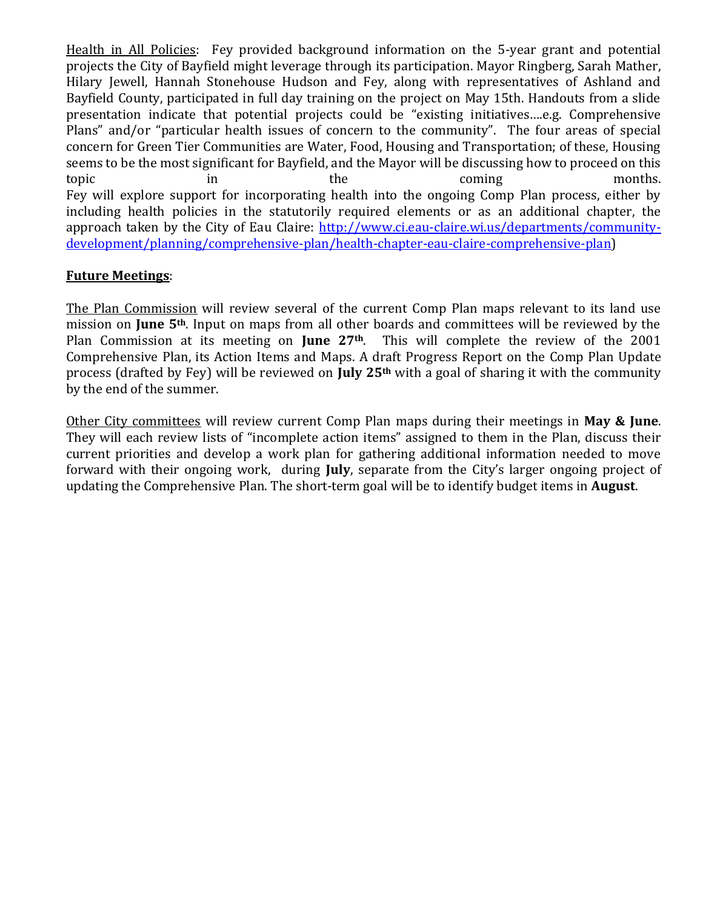Health in All Policies: Fey provided background information on the 5-year grant and potential projects the City of Bayfield might leverage through its participation. Mayor Ringberg, Sarah Mather, Hilary Jewell, Hannah Stonehouse Hudson and Fey, along with representatives of Ashland and Bayfield County, participated in full day training on the project on May 15th. Handouts from a slide presentation indicate that potential projects could be "existing initiatives….e.g. Comprehensive Plans" and/or "particular health issues of concern to the community". The four areas of special concern for Green Tier Communities are Water, Food, Housing and Transportation; of these, Housing seems to be the most significant for Bayfield, and the Mayor will be discussing how to proceed on this topic in the coming months.
Fey will explore support for incorporating health into the ongoing Comp Plan process, either by including health policies in the statutorily required elements or as an additional chapter, the approach taken by the City of Eau Claire: [http://www.ci.eau-claire.wi.us/departments/community-development/planning/comprehensive-plan/health-chapter-eau-claire-comprehensive-plan](http://www.ci.eau-claire.wi.us/departments/community-development/planning/comprehensive-plan/health-chapter-eau-claire-comprehensive-plan))

**Future Meetings**:

The Plan Commission will review several of the current Comp Plan maps relevant to its land use mission on **June 5th**. Input on maps from all other boards and committees will be reviewed by the Plan Commission at its meeting on **June 27th**. This will complete the review of the 2001 Comprehensive Plan, its Action Items and Maps. A draft Progress Report on the Comp Plan Update process (drafted by Fey) will be reviewed on **July 25th** with a goal of sharing it with the community by the end of the summer.

Other City committees will review current Comp Plan maps during their meetings in **May & June**. They will each review lists of "incomplete action items" assigned to them in the Plan, discuss their current priorities and develop a work plan for gathering additional information needed to move forward with their ongoing work, during **July**, separate from the City's larger ongoing project of updating the Comprehensive Plan. The short-term goal will be to identify budget items in **August**.